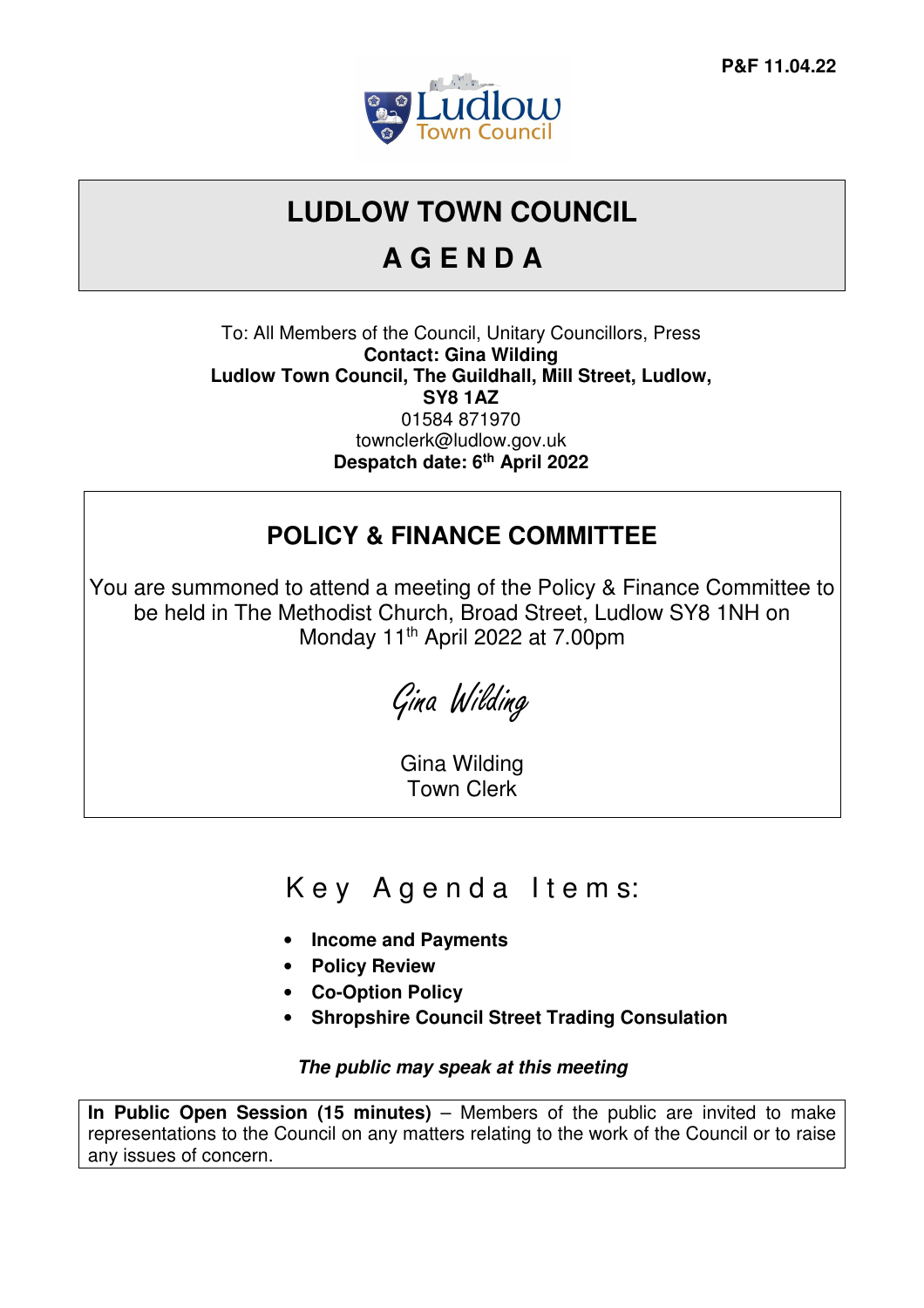P&F 11.04.22

# LUDLOW TOWN COUNCIL

# A G E N D A

To: All Members of the Council, Unitary Councillors, Press
**Contact: Gina Wilding**
**Ludlow Town Council, The Guildhall, Mill Street, Ludlow, SY8 1AZ**
01584 871970
townclerk@ludlow.gov.uk
**Despatch date: 6th April 2022**

## POLICY & FINANCE COMMITTEE

You are summoned to attend a meeting of the Policy & Finance Committee to be held in The Methodist Church, Broad Street, Ludlow SY8 1NH on Monday 11th April 2022 at 7.00pm

*Gina Wilding*

Gina Wilding
Town Clerk

## Key Agenda Items:

- **Income and Payments**
- **Policy Review**
- **Co-Option Policy**
- **Shropshire Council Street Trading Consulation**

***The public may speak at this meeting***

**In Public Open Session (15 minutes)** – Members of the public are invited to make representations to the Council on any matters relating to the work of the Council or to raise any issues of concern.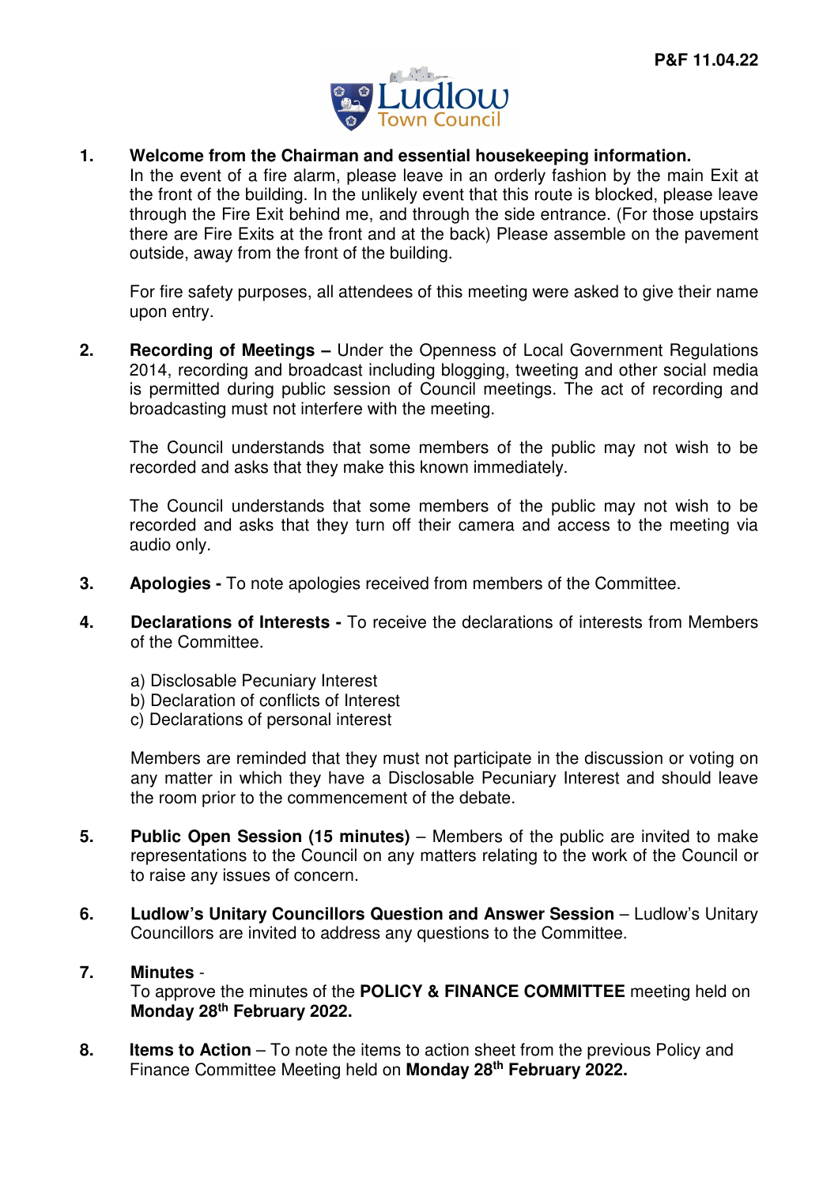P&F 11.04.22

**Ludlow Town Council**

1. **Welcome from the Chairman and essential housekeeping information.**
   In the event of a fire alarm, please leave in an orderly fashion by the main Exit at the front of the building. In the unlikely event that this route is blocked, please leave through the Fire Exit behind me, and through the side entrance. (For those upstairs there are Fire Exits at the front and at the back) Please assemble on the pavement outside, away from the front of the building.

   For fire safety purposes, all attendees of this meeting were asked to give their name upon entry.

2. **Recording of Meetings –** Under the Openness of Local Government Regulations 2014, recording and broadcast including blogging, tweeting and other social media is permitted during public session of Council meetings. The act of recording and broadcasting must not interfere with the meeting.

   The Council understands that some members of the public may not wish to be recorded and asks that they make this known immediately.

   The Council understands that some members of the public may not wish to be recorded and asks that they turn off their camera and access to the meeting via audio only.

3. **Apologies -** To note apologies received from members of the Committee.

4. **Declarations of Interests -** To receive the declarations of interests from Members of the Committee.

   a) Disclosable Pecuniary Interest
   b) Declaration of conflicts of Interest
   c) Declarations of personal interest

   Members are reminded that they must not participate in the discussion or voting on any matter in which they have a Disclosable Pecuniary Interest and should leave the room prior to the commencement of the debate.

5. **Public Open Session (15 minutes)** – Members of the public are invited to make representations to the Council on any matters relating to the work of the Council or to raise any issues of concern.

6. **Ludlow's Unitary Councillors Question and Answer Session** – Ludlow's Unitary Councillors are invited to address any questions to the Committee.

7. **Minutes** -
   To approve the minutes of the **POLICY & FINANCE COMMITTEE** meeting held on **Monday 28th February 2022.**

8. **Items to Action** – To note the items to action sheet from the previous Policy and Finance Committee Meeting held on **Monday 28th February 2022.**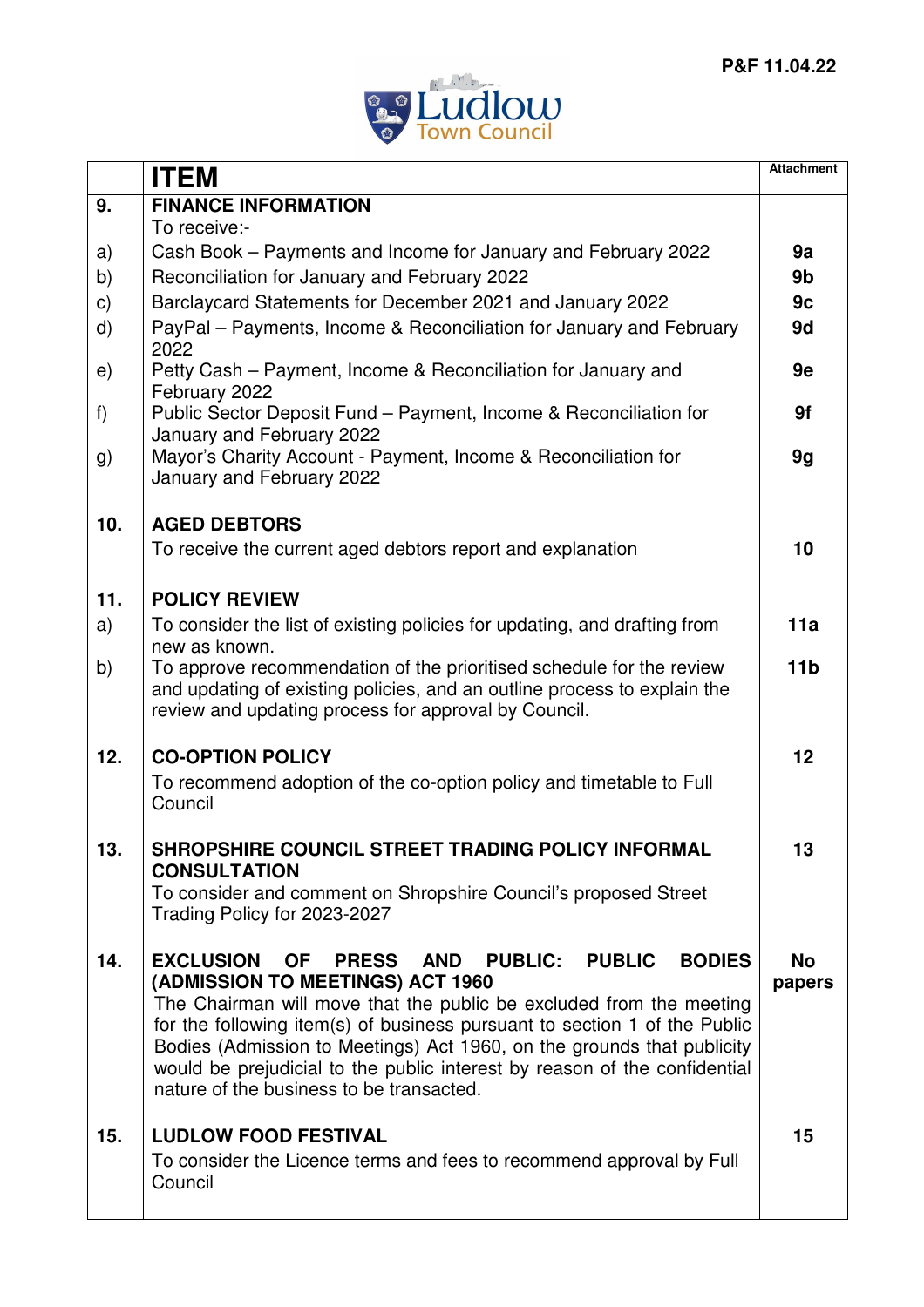| | ITEM | Attachment |
|---|---|---|
| **9.** | **FINANCE INFORMATION** | |
| | To receive:- | |
| a) | Cash Book – Payments and Income for January and February 2022 | **9a** |
| b) | Reconciliation for January and February 2022 | **9b** |
| c) | Barclaycard Statements for December 2021 and January 2022 | **9c** |
| d) | PayPal – Payments, Income & Reconciliation for January and February 2022 | **9d** |
| e) | Petty Cash – Payment, Income & Reconciliation for January and February 2022 | **9e** |
| f) | Public Sector Deposit Fund – Payment, Income & Reconciliation for January and February 2022 | **9f** |
| g) | Mayor's Charity Account - Payment, Income & Reconciliation for January and February 2022 | **9g** |
| **10.** | **AGED DEBTORS** | |
| | To receive the current aged debtors report and explanation | **10** |
| **11.** | **POLICY REVIEW** | |
| a) | To consider the list of existing policies for updating, and drafting from new as known. | **11a** |
| b) | To approve recommendation of the prioritised schedule for the review and updating of existing policies, and an outline process to explain the review and updating process for approval by Council. | **11b** |
| **12.** | **CO-OPTION POLICY** | **12** |
| | To recommend adoption of the co-option policy and timetable to Full Council | |
| **13.** | **SHROPSHIRE COUNCIL STREET TRADING POLICY INFORMAL CONSULTATION** | **13** |
| | To consider and comment on Shropshire Council's proposed Street Trading Policy for 2023-2027 | |
| **14.** | **EXCLUSION OF PRESS AND PUBLIC: PUBLIC BODIES (ADMISSION TO MEETINGS) ACT 1960** | **No papers** |
| | The Chairman will move that the public be excluded from the meeting for the following item(s) of business pursuant to section 1 of the Public Bodies (Admission to Meetings) Act 1960, on the grounds that publicity would be prejudicial to the public interest by reason of the confidential nature of the business to be transacted. | |
| **15.** | **LUDLOW FOOD FESTIVAL** | **15** |
| | To consider the Licence terms and fees to recommend approval by Full Council | |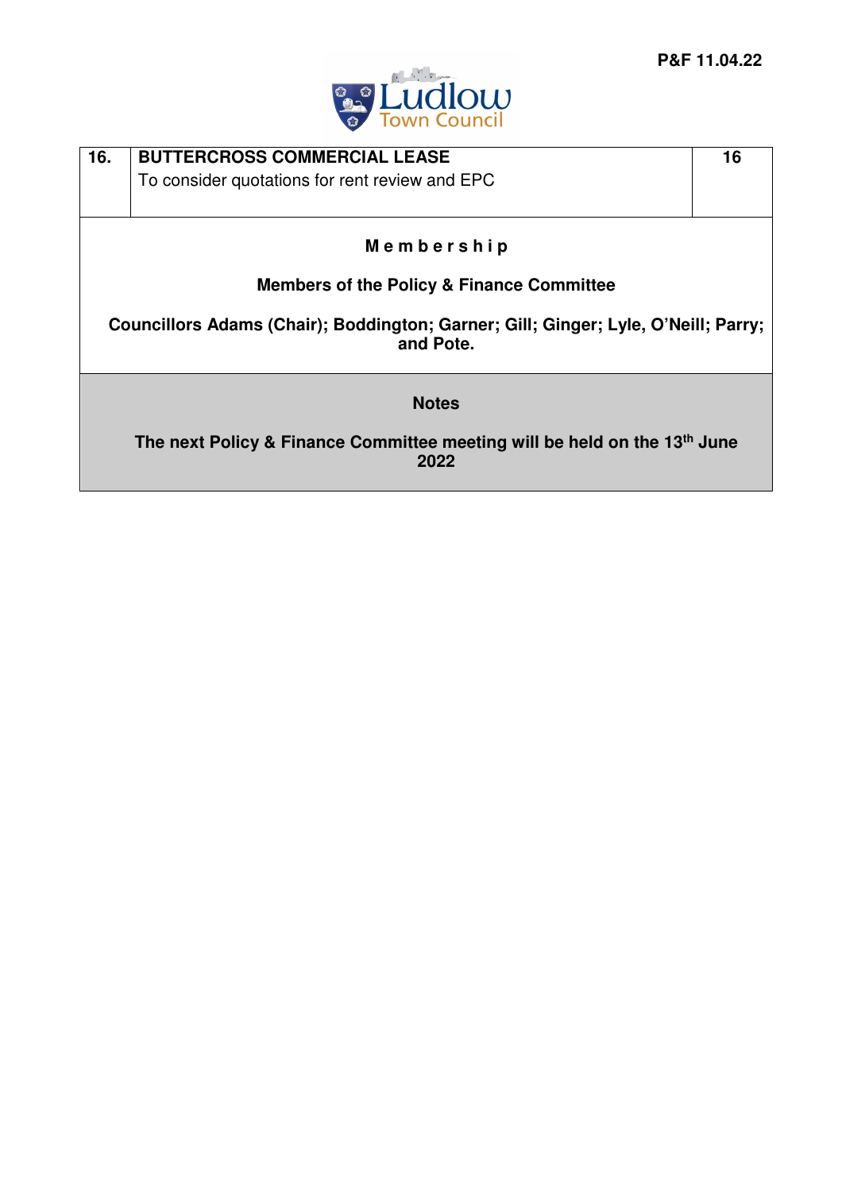| | | |
|---|---|---|
| **16.** | **BUTTERCROSS COMMERCIAL LEASE**<br>To consider quotations for rent review and EPC | **16** |

**Membership**

**Members of the Policy & Finance Committee**

**Councillors Adams (Chair); Boddington; Garner; Gill; Ginger; Lyle, O'Neill; Parry; and Pote.**

**Notes**

**The next Policy & Finance Committee meeting will be held on the 13th June 2022**